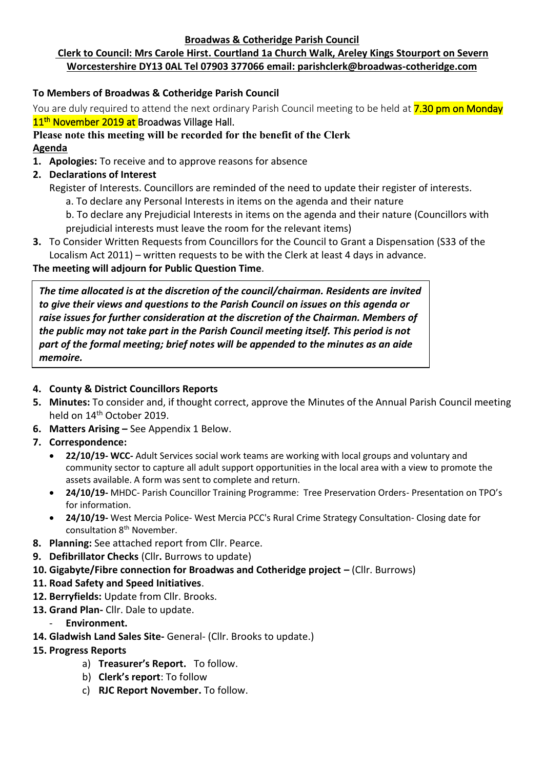**Broadwas & Cotheridge Parish Council**

**Clerk to Council: Mrs Carole Hirst. Courtland 1a Church Walk, Areley Kings Stourport on Severn Worcestershire DY13 0AL Tel 07903 377066 email: parishclerk@broadwas-cotheridge.com**

**To Members of Broadwas & Cotheridge Parish Council**

You are duly required to attend the next ordinary Parish Council meeting to be held at 7.30 pm on Monday 11th November 2019 at Broadwas Village Hall.

**Please note this meeting will be recorded for the benefit of the Clerk**

**Agenda**

1. **Apologies:** To receive and to approve reasons for absence
2. **Declarations of Interest**

   Register of Interests. Councillors are reminded of the need to update their register of interests.

   a. To declare any Personal Interests in items on the agenda and their nature

   b. To declare any Prejudicial Interests in items on the agenda and their nature (Councillors with prejudicial interests must leave the room for the relevant items)
3. To Consider Written Requests from Councillors for the Council to Grant a Dispensation (S33 of the Localism Act 2011) – written requests to be with the Clerk at least 4 days in advance.

**The meeting will adjourn for Public Question Time**.

***The time allocated is at the discretion of the council/chairman. Residents are invited to give their views and questions to the Parish Council on issues on this agenda or raise issues for further consideration at the discretion of the Chairman. Members of the public may not take part in the Parish Council meeting itself. This period is not part of the formal meeting; brief notes will be appended to the minutes as an aide memoire.***

4. **County & District Councillors Reports**
5. **Minutes:** To consider and, if thought correct, approve the Minutes of the Annual Parish Council meeting held on 14th October 2019.
6. **Matters Arising –** See Appendix 1 Below.
7. **Correspondence:**
   - **22/10/19- WCC-** Adult Services social work teams are working with local groups and voluntary and community sector to capture all adult support opportunities in the local area with a view to promote the assets available. A form was sent to complete and return.
   - **24/10/19-** MHDC- Parish Councillor Training Programme: Tree Preservation Orders- Presentation on TPO's for information.
   - **24/10/19-** West Mercia Police- West Mercia PCC's Rural Crime Strategy Consultation- Closing date for consultation 8th November.
8. **Planning:** See attached report from Cllr. Pearce.
9. **Defibrillator Checks** (Cllr**.** Burrows to update)
10. **Gigabyte/Fibre connection for Broadwas and Cotheridge project –** (Cllr. Burrows)
11. **Road Safety and Speed Initiatives**.
12. **Berryfields:** Update from Cllr. Brooks.
13. **Grand Plan-** Cllr. Dale to update.
    - **Environment.**
14. **Gladwish Land Sales Site-** General- (Cllr. Brooks to update.)
15. **Progress Reports**
    a) **Treasurer's Report.** To follow.
    b) **Clerk's report**: To follow
    c) **RJC Report November.** To follow.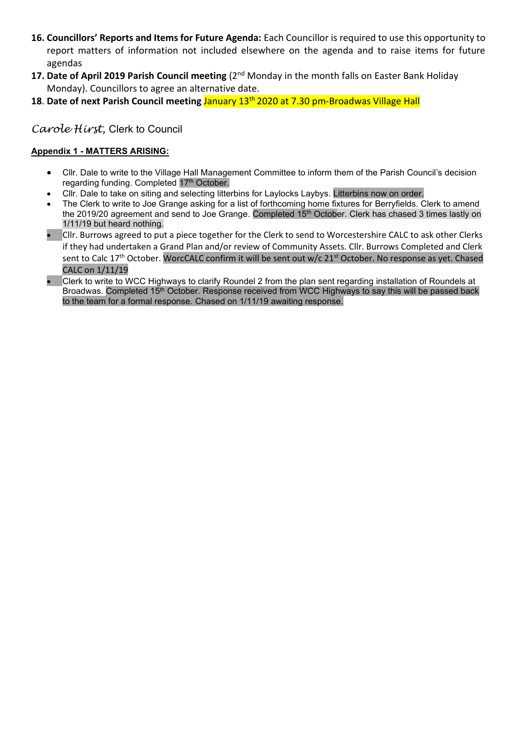16. **Councillors' Reports and Items for Future Agenda:** Each Councillor is required to use this opportunity to report matters of information not included elsewhere on the agenda and to raise items for future agendas
17. **Date of April 2019 Parish Council meeting** (2nd Monday in the month falls on Easter Bank Holiday Monday). Councillors to agree an alternative date.
18. **Date of next Parish Council meeting** January 13th 2020 at 7.30 pm-Broadwas Village Hall

*Carole Hirst,* Clerk to Council

**Appendix 1 - MATTERS ARISING:**

- Cllr. Dale to write to the Village Hall Management Committee to inform them of the Parish Council's decision regarding funding. Completed 17th October.
- Cllr. Dale to take on siting and selecting litterbins for Laylocks Laybys. Litterbins now on order.
- The Clerk to write to Joe Grange asking for a list of forthcoming home fixtures for Berryfields. Clerk to amend the 2019/20 agreement and send to Joe Grange. Completed 15th October. Clerk has chased 3 times lastly on 1/11/19 but heard nothing.
- Cllr. Burrows agreed to put a piece together for the Clerk to send to Worcestershire CALC to ask other Clerks if they had undertaken a Grand Plan and/or review of Community Assets. Cllr. Burrows Completed and Clerk sent to Calc 17th October. WorcCALC confirm it will be sent out w/c 21st October. No response as yet. Chased CALC on 1/11/19
- Clerk to write to WCC Highways to clarify Roundel 2 from the plan sent regarding installation of Roundels at Broadwas. Completed 15th October. Response received from WCC Highways to say this will be passed back to the team for a formal response. Chased on 1/11/19 awaiting response.